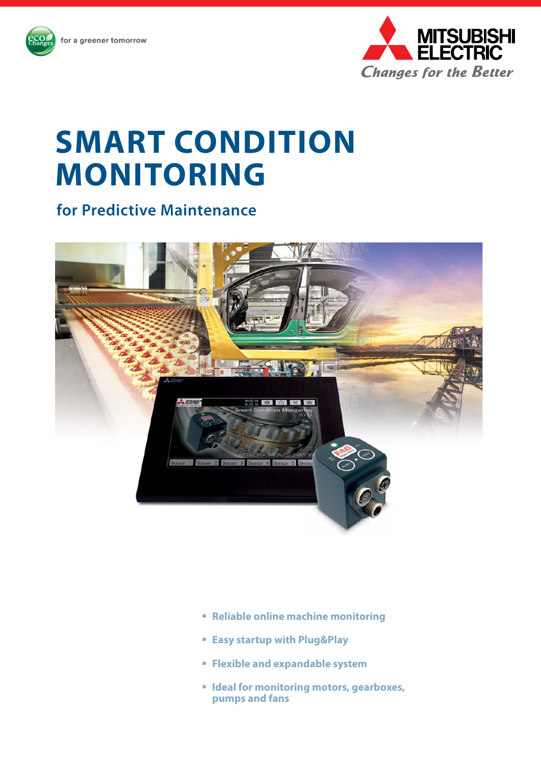for a greener tomorrow

MITSUBISHI ELECTRIC

*Changes for the Better*

# SMART CONDITION MONITORING

## for Predictive Maintenance

- Reliable online machine monitoring
- Easy startup with Plug&Play
- Flexible and expandable system
- Ideal for monitoring motors, gearboxes, pumps and fans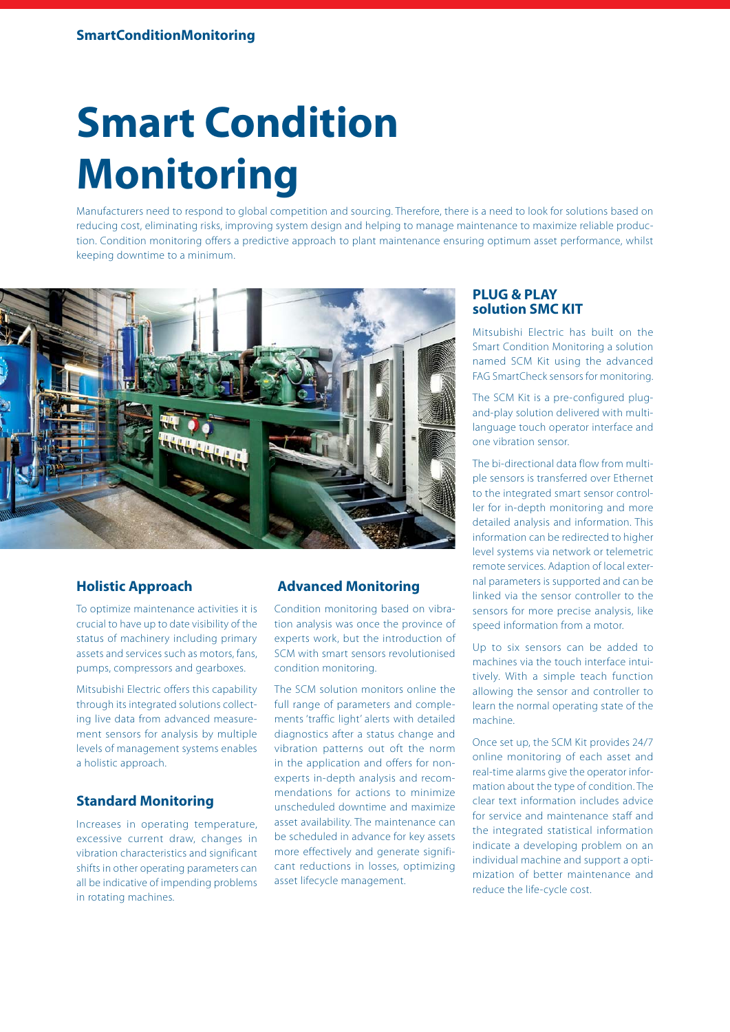# Smart Condition Monitoring

Manufacturers need to respond to global competition and sourcing. Therefore, there is a need to look for solutions based on reducing cost, eliminating risks, improving system design and helping to manage maintenance to maximize reliable production. Condition monitoring offers a predictive approach to plant maintenance ensuring optimum asset performance, whilst keeping downtime to a minimum.

## Holistic Approach

To optimize maintenance activities it is crucial to have up to date visibility of the status of machinery including primary assets and services such as motors, fans, pumps, compressors and gearboxes.

Mitsubishi Electric offers this capability through its integrated solutions collecting live data from advanced measurement sensors for analysis by multiple levels of management systems enables a holistic approach.

## Standard Monitoring

Increases in operating temperature, excessive current draw, changes in vibration characteristics and significant shifts in other operating parameters can all be indicative of impending problems in rotating machines.

## Advanced Monitoring

Condition monitoring based on vibration analysis was once the province of experts work, but the introduction of SCM with smart sensors revolutionised condition monitoring.

The SCM solution monitors online the full range of parameters and complements 'traffic light' alerts with detailed diagnostics after a status change and vibration patterns out oft the norm in the application and offers for non-experts in-depth analysis and recommendations for actions to minimize unscheduled downtime and maximize asset availability. The maintenance can be scheduled in advance for key assets more effectively and generate significant reductions in losses, optimizing asset lifecycle management.

## PLUG & PLAY solution SMC KIT

Mitsubishi Electric has built on the Smart Condition Monitoring a solution named SCM Kit using the advanced FAG SmartCheck sensors for monitoring.

The SCM Kit is a pre-configured plug-and-play solution delivered with multi-language touch operator interface and one vibration sensor.

The bi-directional data flow from multiple sensors is transferred over Ethernet to the integrated smart sensor controller for in-depth monitoring and more detailed analysis and information. This information can be redirected to higher level systems via network or telemetric remote services. Adaption of local external parameters is supported and can be linked via the sensor controller to the sensors for more precise analysis, like speed information from a motor.

Up to six sensors can be added to machines via the touch interface intuitively. With a simple teach function allowing the sensor and controller to learn the normal operating state of the machine.

Once set up, the SCM Kit provides 24/7 online monitoring of each asset and real-time alarms give the operator information about the type of condition. The clear text information includes advice for service and maintenance staff and the integrated statistical information indicate a developing problem on an individual machine and support a optimization of better maintenance and reduce the life-cycle cost.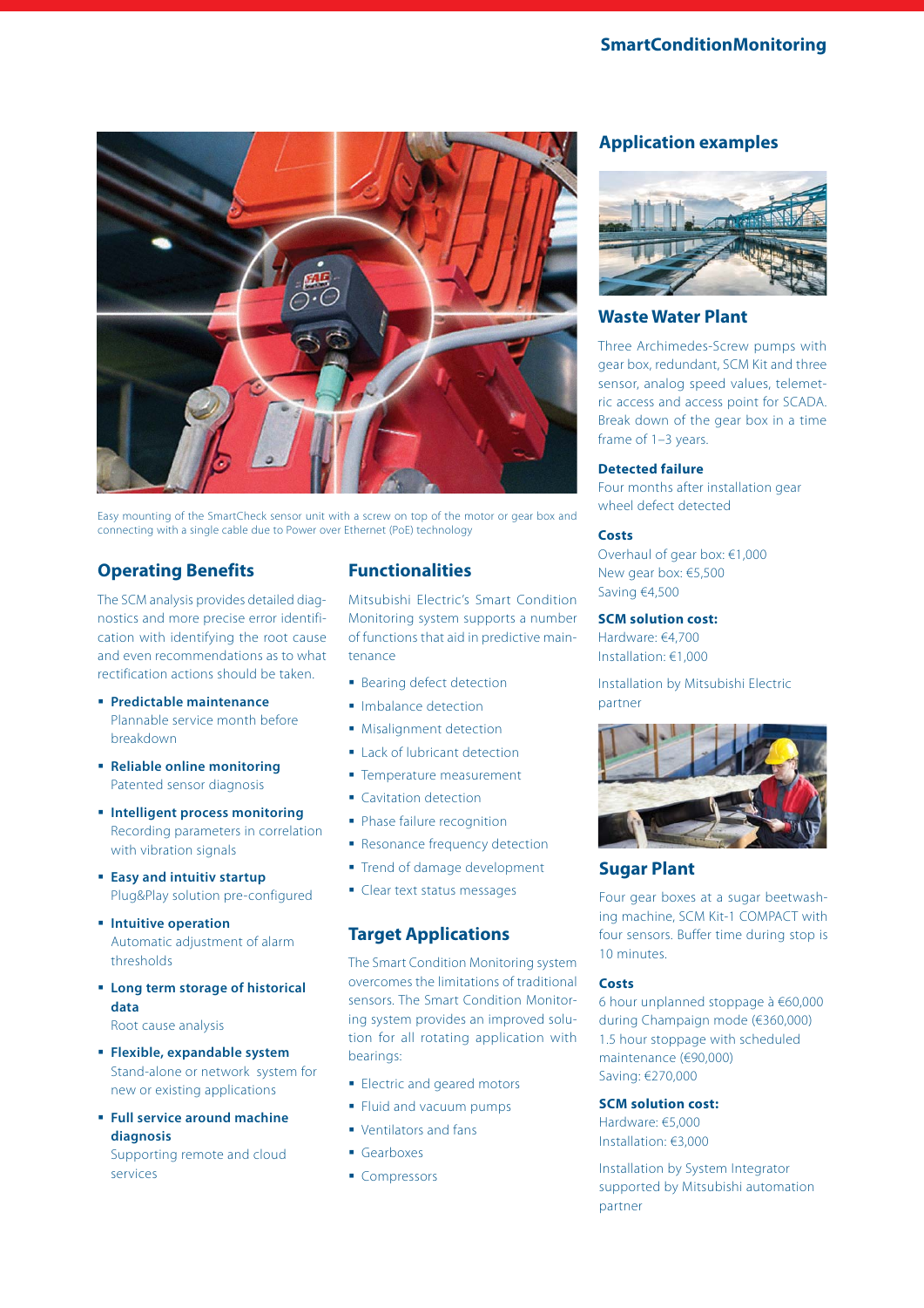Easy mounting of the SmartCheck sensor unit with a screw on top of the motor or gear box and connecting with a single cable due to Power over Ethernet (PoE) technology

## Operating Benefits

The SCM analysis provides detailed diagnostics and more precise error identification with identifying the root cause and even recommendations as to what rectification actions should be taken.

- **Predictable maintenance**
  Plannable service month before breakdown
- **Reliable online monitoring**
  Patented sensor diagnosis
- **Intelligent process monitoring**
  Recording parameters in correlation with vibration signals
- **Easy and intuitiv startup**
  Plug&Play solution pre-configured
- **Intuitive operation**
  Automatic adjustment of alarm thresholds
- **Long term storage of historical data**
  Root cause analysis
- **Flexible, expandable system**
  Stand-alone or network system for new or existing applications
- **Full service around machine diagnosis**
  Supporting remote and cloud services

## Functionalities

Mitsubishi Electric's Smart Condition Monitoring system supports a number of functions that aid in predictive maintenance

- Bearing defect detection
- Imbalance detection
- Misalignment detection
- Lack of lubricant detection
- Temperature measurement
- Cavitation detection
- Phase failure recognition
- Resonance frequency detection
- Trend of damage development
- Clear text status messages

## Target Applications

The Smart Condition Monitoring system overcomes the limitations of traditional sensors. The Smart Condition Monitoring system provides an improved solution for all rotating application with bearings:

- Electric and geared motors
- Fluid and vacuum pumps
- Ventilators and fans
- Gearboxes
- Compressors

## Application examples

### Waste Water Plant

Three Archimedes-Screw pumps with gear box, redundant, SCM Kit and three sensor, analog speed values, telemetric access and access point for SCADA. Break down of the gear box in a time frame of 1–3 years.

**Detected failure**
Four months after installation gear wheel defect detected

**Costs**
Overhaul of gear box: €1,000
New gear box: €5,500
Saving €4,500

**SCM solution cost:**
Hardware: €4,700
Installation: €1,000

Installation by Mitsubishi Electric partner

### Sugar Plant

Four gear boxes at a sugar beetwashing machine, SCM Kit-1 COMPACT with four sensors. Buffer time during stop is 10 minutes.

**Costs**
6 hour unplanned stoppage à €60,000 during Champaign mode (€360,000)
1.5 hour stoppage with scheduled maintenance (€90,000)
Saving: €270,000

**SCM solution cost:**
Hardware: €5,000
Installation: €3,000

Installation by System Integrator supported by Mitsubishi automation partner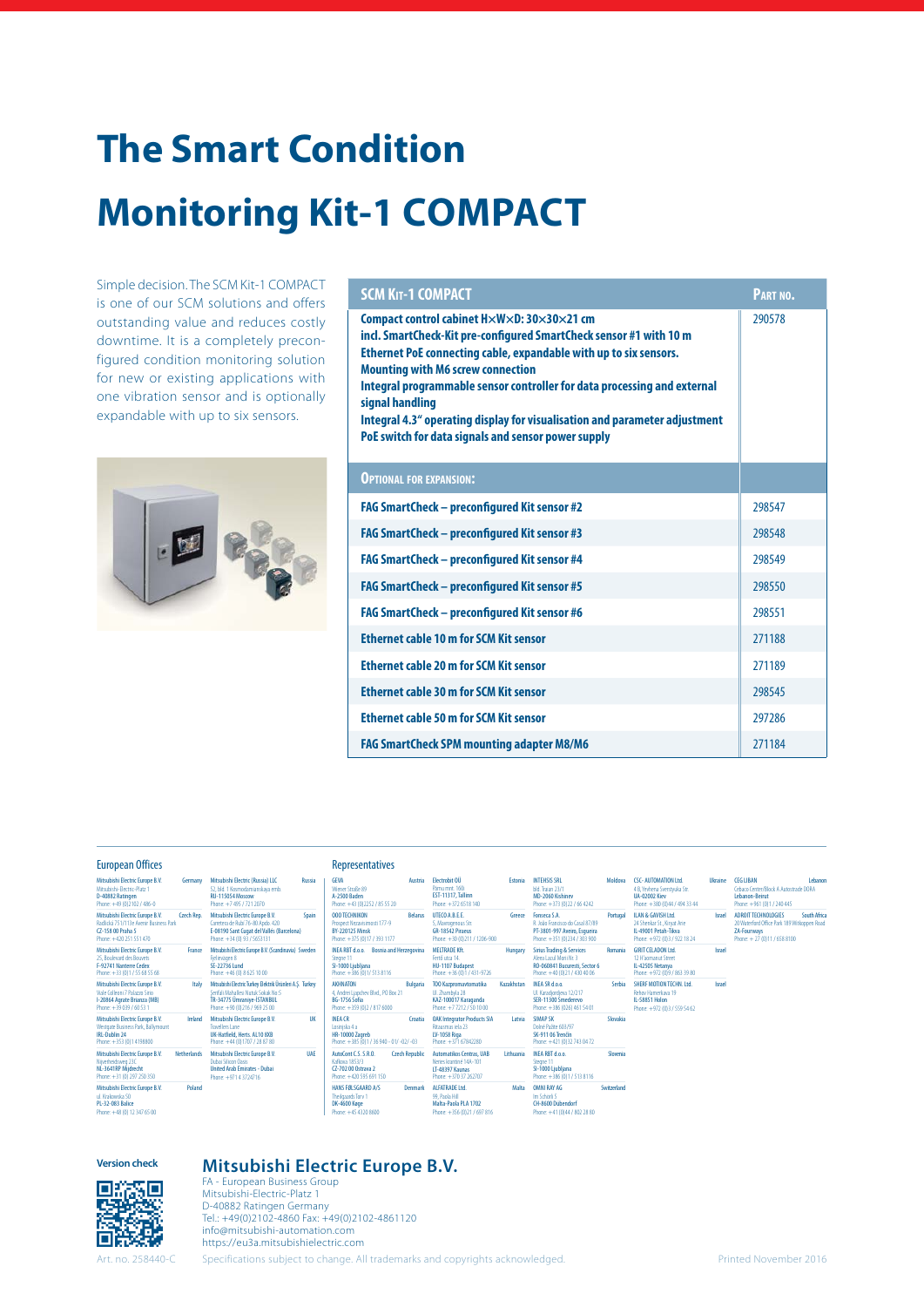# The Smart Condition Monitoring Kit-1 COMPACT

Simple decision. The SCM Kit-1 COMPACT is one of our SCM solutions and offers outstanding value and reduces costly downtime. It is a completely preconfigured condition monitoring solution for new or existing applications with one vibration sensor and is optionally expandable with up to six sensors.

| SCM Kit-1 COMPACT | Part no. |
|---|---|
| **Compact control cabinet H×W×D: 30×30×21 cm**<br>**incl. SmartCheck-Kit pre-configured SmartCheck sensor #1 with 10 m Ethernet PoE connecting cable, expandable with up to six sensors.**<br>**Mounting with M6 screw connection**<br>**Integral programmable sensor controller for data processing and external signal handling**<br>**Integral 4.3" operating display for visualisation and parameter adjustment**<br>**PoE switch for data signals and sensor power supply** | 290578 |
| **Optional for expansion:** | |
| **FAG SmartCheck – preconfigured Kit sensor #2** | 298547 |
| **FAG SmartCheck – preconfigured Kit sensor #3** | 298548 |
| **FAG SmartCheck – preconfigured Kit sensor #4** | 298549 |
| **FAG SmartCheck – preconfigured Kit sensor #5** | 298550 |
| **FAG SmartCheck – preconfigured Kit sensor #6** | 298551 |
| **Ethernet cable 10 m for SCM Kit sensor** | 271188 |
| **Ethernet cable 20 m for SCM Kit sensor** | 271189 |
| **Ethernet cable 30 m for SCM Kit sensor** | 298545 |
| **Ethernet cable 50 m for SCM Kit sensor** | 297286 |
| **FAG SmartCheck SPM mounting adapter M8/M6** | 271184 |

## European Offices

**Germany** – Mitsubishi Electric Europe B.V., Mitsubishi-Electric-Platz 1, D-40882 Ratingen, Phone: +49 (0)2102 / 486-0

**Czech Rep.** – Mitsubishi Electric Europe B.V., Radlická 751/113e Avenir Business Park, CZ-158 00 Praha 5, Phone: +420 251 551 470

**France** – Mitsubishi Electric Europe B.V., 25, Boulevard des Bouvets, F-92741 Nanterre Cedex, Phone: +33 (0)1 / 55 68 55 68

**Italy** – Mitsubishi Electric Europe B.V., Viale Colleoni 7 Palazzo Sirio, I-20864 Agrate Brianza (MB), Phone: +39 039 / 60 53 1

**Ireland** – Mitsubishi Electric Europe B.V., Westgate Business Park, Ballymount, IRL-Dublin 24, Phone: +353 (0)1 4198800

**Netherlands** – Mitsubishi Electric Europe B.V., Nijverheidsweg 23C, NL-3641RP Mijdrecht, Phone: +31 (0) 297 250 350

**Poland** – Mitsubishi Electric Europe B.V., ul. Krakowska 50, PL-32-083 Balice, Phone: +48 (0) 12 347 65 00

**Russia** – Mitsubishi Electric (Russia) LLC, 52, bld. 1 Kosmodamianskaya emb., RU-115054 Moscow, Phone: +7 495 / 721 2070

**Spain** – Mitsubishi Electric Europe B.V., Carretera de Rubí 76-80 Apdo. 420, E-08190 Sant Cugat del Vallés (Barcelona), Phone: +34 (0) 93 / 5653131

**Sweden** – Mitsubishi Electric Europe B.V. (Scandinavia), Fjelievägen 8, SE-22736 Lund, Phone: +46 (0) 8 625 10 00

**Turkey** – Mitsubishi Electric Turkey Elektrik Ürünleri A.Ş., Şerifali Mahallesi Nutuk Sokak No:5, TR-34775 Ümraniye-İSTANBUL, Phone: +90 (0)216 / 969 25 00

**UK** – Mitsubishi Electric Europe B.V., Travellers Lane, UK-Hatfield, Herts. AL10 8XB, Phone: +44 (0)1707 / 28 87 80

**UAE** – Mitsubishi Electric Europe B.V., Dubai Silicon Oasis, United Arab Emirates - Dubai, Phone: +971 4 3724716

## Representatives

**Austria** – GEVA, Wiener Straße 89, A-2500 Baden, Phone: +43 (0)2252 / 85 55 20

**Belarus** – OOO TECHNIKON, Prospect Nezavisimosti 177-9, BY-220125 Minsk, Phone: +375 (0)17 / 393 1177

**Bosnia and Herzegovina** – INEA RBT d.o.o., Stegne 11, SI-1000 Ljubljana, Phone: +386 (0)1/ 513 8116

**Bulgaria** – AKHNATON, 4, Andrei Ljapchev Blvd., PO Box 21, BG-1756 Sofia, Phone: +359 (0)2 / 817 6000

**Croatia** – INEA CR, Losinjska 4 a, HR-10000 Zagreb, Phone: +385 (0)1 / 36 940 - 01/ -02/ -03

**Czech Republic** – AutoCont C.S. S.R.O., Kafkova 1853/3, CZ-702 00 Ostrava 2, Phone: +420 595 691 150

**Denmark** – HANS FØLSGAARD A/S, Theilgaards Torv 1, DK-4600 Køge, Phone: +45 4320 8600

**Estonia** – Electrobit OÜ, Pärnu mnt. 160i, EST-11317, Tallinn, Phone: +372 6518 140

**Greece** – UTECO A.B.E.E., 5, Mavrogenous Str., GR-18542 Piraeus, Phone: +30 (0)211 / 1206-900

**Hungary** – MELTRADE Kft., Fertő utca 14., HU-1107 Budapest, Phone: +36 (0)1 / 431-9726

**Kazakhstan** – TOO Kazpromavtomatika, Ul. Zhambyla 28, KAZ-100017 Karaganda, Phone: +7 7212 / 50 10 00

**Latvia** – OAK Integrator Products SIA, Ritausmas iela 23, LV-1058 Riga, Phone: +371 67842280

**Lithuania** – Automatikos Centras, UAB, Neries krantinė 14A-101, LT-48397 Kaunas, Phone: +370 37 262707

**Malta** – ALFATRADE Ltd., 99, Paola Hill, Malta-Paola PLA 1702, Phone: +356 (0)21 / 697 816

**Moldova** – INTEHSIS SRL, bld. Traian 23/1, MD-2060 Kishinev, Phone: +373 (0)22 / 66 4242

**Portugal** – Fonseca S.A., R. João Francisco do Casal 87/89, PT-3801-997 Aveiro, Esgueira, Phone: +351 (0)234 / 303 900

**Romania** – Sirius Trading & Services, Aleea Lacul Morii Nr. 3, RO-060841 Bucuresti, Sector 6, Phone: +40 (0)21 / 430 40 06

**Serbia** – INEA SR d.o.o., Ul. Karadjordjeva 12/217, SER-11300 Smederevo, Phone: +386 (026) 461 54 01

**Slovakia** – SIMAP SK, Dolné Pažite 603/97, SK-911 06 Trenčín, Phone: +421 (0)32 743 04 72

**Slovenia** – INEA RBT d.o.o., Stegne 11, SI-1000 Ljubljana, Phone: +386 (0)1 / 513 8116

**Switzerland** – OMNI RAY AG, Im Schörli 5, CH-8600 Dübendorf, Phone: +41 (0)44 / 802 28 80

**Ukraine** – CSC- AUTOMATION Ltd., 4 B, Yevhena Sverstyuka Str., UA-02002 Kiev, Phone: +380 (0)44 / 494 33 44

**Israel** – ILAN & GAVISH Ltd., 24 Shenkar St., Kiryat Arie, IL-49001 Petah-Tikva, Phone: +972 (0)3 / 922 18 24

**Israel** – GIRIT CELADON Ltd., 12 H'aomanut Street, IL-42505 Netanya, Phone: +972 (0)9 / 863 39 80

**Israel** – SHERF MOTION TECHN. Ltd., Rehov Hamerkava 19, IL-58851 Holon, Phone: +972 (0)3 / 559 54 62

**Lebanon** – CEG LIBAN, Cebaco Center/Block A Autostrade DORA, Lebanon-Beirut, Phone: +961 (0)1 / 240 445

**South Africa** – ADROIT TECHNOLOGIES, 20 Waterford Office Park 189 Witkoppen Road, ZA-Fourways, Phone: + 27 (0)11 / 658 8100

Version check

## Mitsubishi Electric Europe B.V.

FA - European Business Group
Mitsubishi-Electric-Platz 1
D-40882 Ratingen Germany
Tel.: +49(0)2102-4860 Fax: +49(0)2102-4861120
info@mitsubishi-automation.com
https://eu3a.mitsubishielectric.com

Art. no. 258440-C

Specifications subject to change. All trademarks and copyrights acknowledged.

Printed November 2016